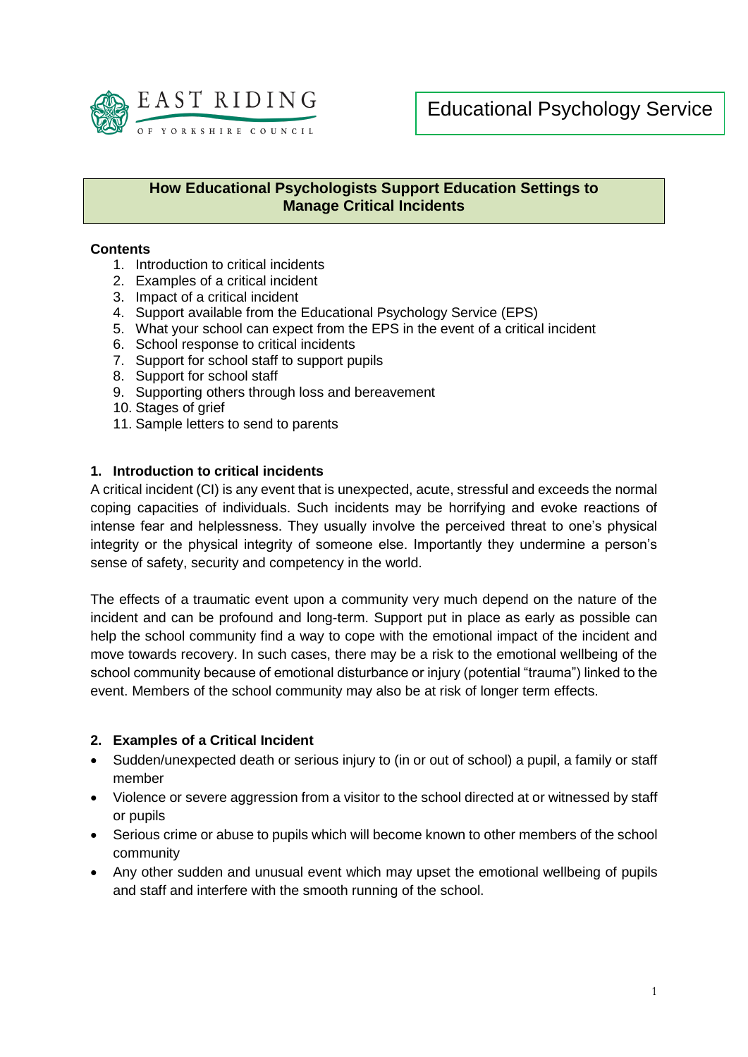EAST RIDING OF YORKSHIRE COUNCIL

Educational Psychology Service

# How Educational Psychologists Support Education Settings to Manage Critical Incidents

**Contents**

1. Introduction to critical incidents
2. Examples of a critical incident
3. Impact of a critical incident
4. Support available from the Educational Psychology Service (EPS)
5. What your school can expect from the EPS in the event of a critical incident
6. School response to critical incidents
7. Support for school staff to support pupils
8. Support for school staff
9. Supporting others through loss and bereavement
10. Stages of grief
11. Sample letters to send to parents

## 1. Introduction to critical incidents

A critical incident (CI) is any event that is unexpected, acute, stressful and exceeds the normal coping capacities of individuals. Such incidents may be horrifying and evoke reactions of intense fear and helplessness. They usually involve the perceived threat to one's physical integrity or the physical integrity of someone else. Importantly they undermine a person's sense of safety, security and competency in the world.

The effects of a traumatic event upon a community very much depend on the nature of the incident and can be profound and long-term. Support put in place as early as possible can help the school community find a way to cope with the emotional impact of the incident and move towards recovery. In such cases, there may be a risk to the emotional wellbeing of the school community because of emotional disturbance or injury (potential "trauma") linked to the event. Members of the school community may also be at risk of longer term effects.

## 2. Examples of a Critical Incident

- Sudden/unexpected death or serious injury to (in or out of school) a pupil, a family or staff member
- Violence or severe aggression from a visitor to the school directed at or witnessed by staff or pupils
- Serious crime or abuse to pupils which will become known to other members of the school community
- Any other sudden and unusual event which may upset the emotional wellbeing of pupils and staff and interfere with the smooth running of the school.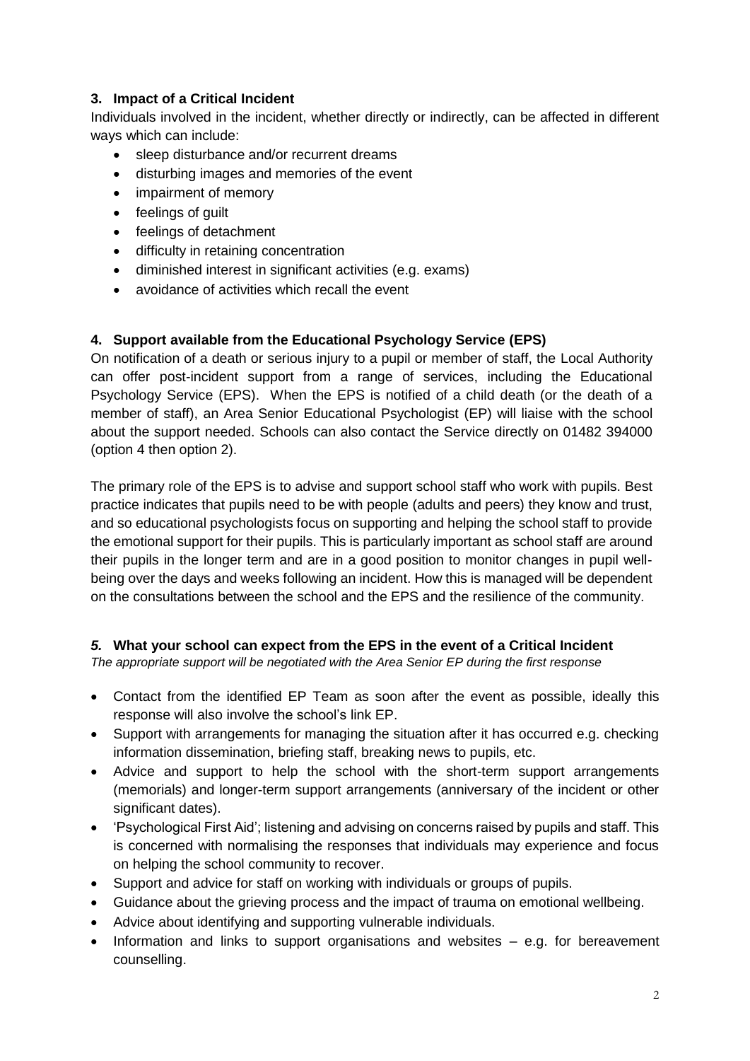## 3. Impact of a Critical Incident

Individuals involved in the incident, whether directly or indirectly, can be affected in different ways which can include:

- sleep disturbance and/or recurrent dreams
- disturbing images and memories of the event
- impairment of memory
- feelings of guilt
- feelings of detachment
- difficulty in retaining concentration
- diminished interest in significant activities (e.g. exams)
- avoidance of activities which recall the event

## 4. Support available from the Educational Psychology Service (EPS)

On notification of a death or serious injury to a pupil or member of staff, the Local Authority can offer post-incident support from a range of services, including the Educational Psychology Service (EPS). When the EPS is notified of a child death (or the death of a member of staff), an Area Senior Educational Psychologist (EP) will liaise with the school about the support needed. Schools can also contact the Service directly on 01482 394000 (option 4 then option 2).

The primary role of the EPS is to advise and support school staff who work with pupils. Best practice indicates that pupils need to be with people (adults and peers) they know and trust, and so educational psychologists focus on supporting and helping the school staff to provide the emotional support for their pupils. This is particularly important as school staff are around their pupils in the longer term and are in a good position to monitor changes in pupil well-being over the days and weeks following an incident. How this is managed will be dependent on the consultations between the school and the EPS and the resilience of the community.

## *5.* What your school can expect from the EPS in the event of a Critical Incident

*The appropriate support will be negotiated with the Area Senior EP during the first response*

- Contact from the identified EP Team as soon after the event as possible, ideally this response will also involve the school's link EP.
- Support with arrangements for managing the situation after it has occurred e.g. checking information dissemination, briefing staff, breaking news to pupils, etc.
- Advice and support to help the school with the short-term support arrangements (memorials) and longer-term support arrangements (anniversary of the incident or other significant dates).
- 'Psychological First Aid'; listening and advising on concerns raised by pupils and staff. This is concerned with normalising the responses that individuals may experience and focus on helping the school community to recover.
- Support and advice for staff on working with individuals or groups of pupils.
- Guidance about the grieving process and the impact of trauma on emotional wellbeing.
- Advice about identifying and supporting vulnerable individuals.
- Information and links to support organisations and websites – e.g. for bereavement counselling.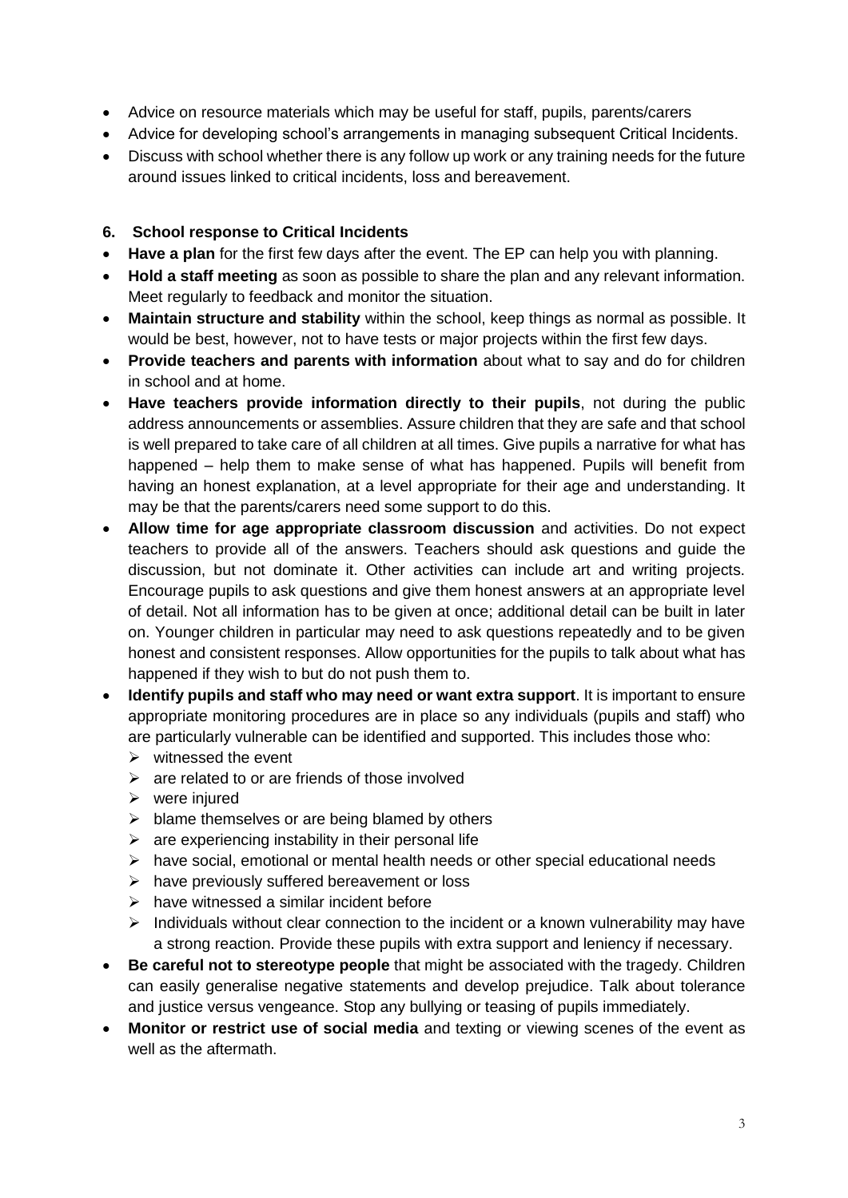- Advice on resource materials which may be useful for staff, pupils, parents/carers
- Advice for developing school's arrangements in managing subsequent Critical Incidents.
- Discuss with school whether there is any follow up work or any training needs for the future around issues linked to critical incidents, loss and bereavement.

## 6. School response to Critical Incidents

- **Have a plan** for the first few days after the event. The EP can help you with planning.
- **Hold a staff meeting** as soon as possible to share the plan and any relevant information. Meet regularly to feedback and monitor the situation.
- **Maintain structure and stability** within the school, keep things as normal as possible. It would be best, however, not to have tests or major projects within the first few days.
- **Provide teachers and parents with information** about what to say and do for children in school and at home.
- **Have teachers provide information directly to their pupils**, not during the public address announcements or assemblies. Assure children that they are safe and that school is well prepared to take care of all children at all times. Give pupils a narrative for what has happened – help them to make sense of what has happened. Pupils will benefit from having an honest explanation, at a level appropriate for their age and understanding. It may be that the parents/carers need some support to do this.
- **Allow time for age appropriate classroom discussion** and activities. Do not expect teachers to provide all of the answers. Teachers should ask questions and guide the discussion, but not dominate it. Other activities can include art and writing projects. Encourage pupils to ask questions and give them honest answers at an appropriate level of detail. Not all information has to be given at once; additional detail can be built in later on. Younger children in particular may need to ask questions repeatedly and to be given honest and consistent responses. Allow opportunities for the pupils to talk about what has happened if they wish to but do not push them to.
- **Identify pupils and staff who may need or want extra support**. It is important to ensure appropriate monitoring procedures are in place so any individuals (pupils and staff) who are particularly vulnerable can be identified and supported. This includes those who:
  - witnessed the event
  - are related to or are friends of those involved
  - were injured
  - blame themselves or are being blamed by others
  - are experiencing instability in their personal life
  - have social, emotional or mental health needs or other special educational needs
  - have previously suffered bereavement or loss
  - have witnessed a similar incident before
  - Individuals without clear connection to the incident or a known vulnerability may have a strong reaction. Provide these pupils with extra support and leniency if necessary.
- **Be careful not to stereotype people** that might be associated with the tragedy. Children can easily generalise negative statements and develop prejudice. Talk about tolerance and justice versus vengeance. Stop any bullying or teasing of pupils immediately.
- **Monitor or restrict use of social media** and texting or viewing scenes of the event as well as the aftermath.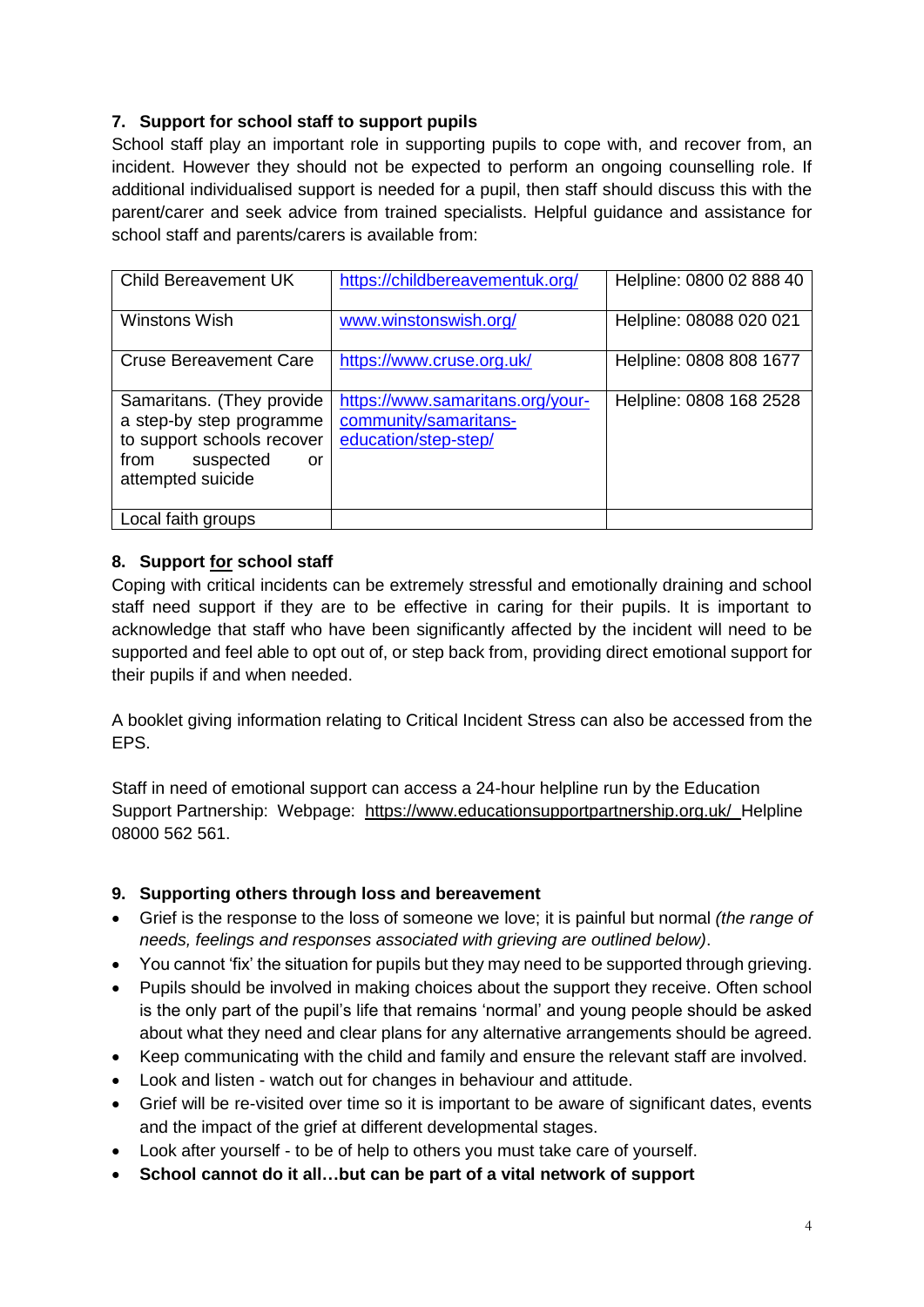## 7. Support for school staff to support pupils

School staff play an important role in supporting pupils to cope with, and recover from, an incident. However they should not be expected to perform an ongoing counselling role. If additional individualised support is needed for a pupil, then staff should discuss this with the parent/carer and seek advice from trained specialists. Helpful guidance and assistance for school staff and parents/carers is available from:

| | | |
|---|---|---|
| Child Bereavement UK | https://childbereavementuk.org/ | Helpline: 0800 02 888 40 |
| Winstons Wish | www.winstonswish.org/ | Helpline: 08088 020 021 |
| Cruse Bereavement Care | https://www.cruse.org.uk/ | Helpline: 0808 808 1677 |
| Samaritans. (They provide a step-by step programme to support schools recover from suspected or attempted suicide | https://www.samaritans.org/your-community/samaritans-education/step-step/ | Helpline: 0808 168 2528 |
| Local faith groups | | |

## 8. Support for school staff

Coping with critical incidents can be extremely stressful and emotionally draining and school staff need support if they are to be effective in caring for their pupils. It is important to acknowledge that staff who have been significantly affected by the incident will need to be supported and feel able to opt out of, or step back from, providing direct emotional support for their pupils if and when needed.

A booklet giving information relating to Critical Incident Stress can also be accessed from the EPS.

Staff in need of emotional support can access a 24-hour helpline run by the Education Support Partnership: Webpage: https://www.educationsupportpartnership.org.uk/ Helpline 08000 562 561.

## 9. Supporting others through loss and bereavement

- Grief is the response to the loss of someone we love; it is painful but normal *(the range of needs, feelings and responses associated with grieving are outlined below)*.
- You cannot 'fix' the situation for pupils but they may need to be supported through grieving.
- Pupils should be involved in making choices about the support they receive. Often school is the only part of the pupil's life that remains 'normal' and young people should be asked about what they need and clear plans for any alternative arrangements should be agreed.
- Keep communicating with the child and family and ensure the relevant staff are involved.
- Look and listen - watch out for changes in behaviour and attitude.
- Grief will be re-visited over time so it is important to be aware of significant dates, events and the impact of the grief at different developmental stages.
- Look after yourself - to be of help to others you must take care of yourself.
- **School cannot do it all…but can be part of a vital network of support**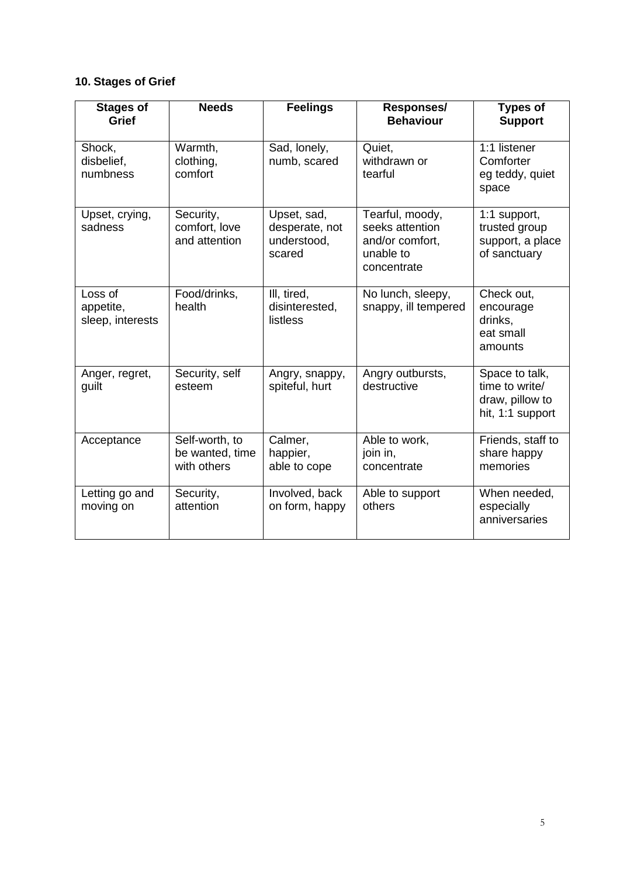## 10. Stages of Grief

| Stages of Grief | Needs | Feelings | Responses/ Behaviour | Types of Support |
|---|---|---|---|---|
| Shock, disbelief, numbness | Warmth, clothing, comfort | Sad, lonely, numb, scared | Quiet, withdrawn or tearful | 1:1 listener Comforter eg teddy, quiet space |
| Upset, crying, sadness | Security, comfort, love and attention | Upset, sad, desperate, not understood, scared | Tearful, moody, seeks attention and/or comfort, unable to concentrate | 1:1 support, trusted group support, a place of sanctuary |
| Loss of appetite, sleep, interests | Food/drinks, health | Ill, tired, disinterested, listless | No lunch, sleepy, snappy, ill tempered | Check out, encourage drinks, eat small amounts |
| Anger, regret, guilt | Security, self esteem | Angry, snappy, spiteful, hurt | Angry outbursts, destructive | Space to talk, time to write/ draw, pillow to hit, 1:1 support |
| Acceptance | Self-worth, to be wanted, time with others | Calmer, happier, able to cope | Able to work, join in, concentrate | Friends, staff to share happy memories |
| Letting go and moving on | Security, attention | Involved, back on form, happy | Able to support others | When needed, especially anniversaries |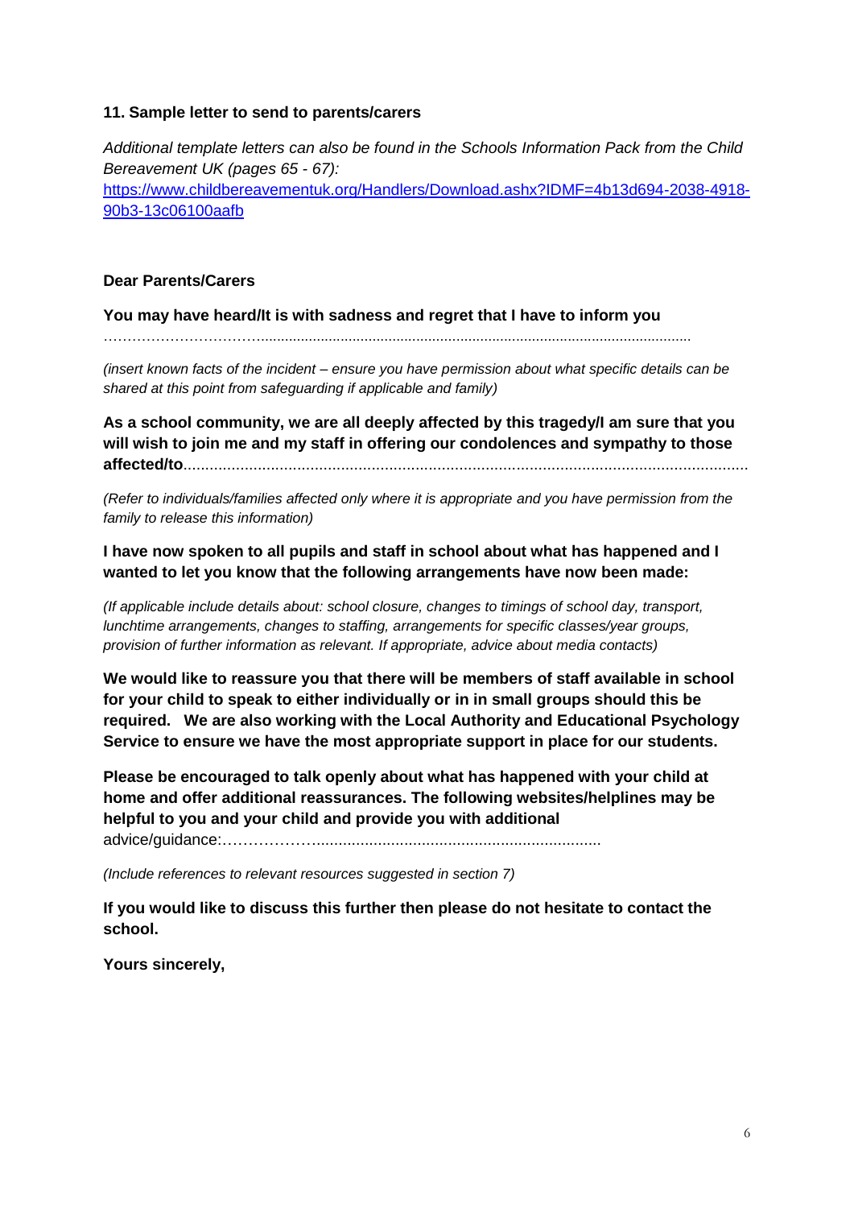### 11. Sample letter to send to parents/carers

*Additional template letters can also be found in the Schools Information Pack from the Child Bereavement UK (pages 65 - 67):* [https://www.childbereavementuk.org/Handlers/Download.ashx?IDMF=4b13d694-2038-4918-90b3-13c06100aafb](https://www.childbereavementuk.org/Handlers/Download.ashx?IDMF=4b13d694-2038-4918-90b3-13c06100aafb)

**Dear Parents/Carers**

**You may have heard/It is with sadness and regret that I have to inform you**

……………………………............................................................................................................

*(insert known facts of the incident – ensure you have permission about what specific details can be shared at this point from safeguarding if applicable and family)*

**As a school community, we are all deeply affected by this tragedy/I am sure that you will wish to join me and my staff in offering our condolences and sympathy to those affected/to**...............................................................................................................................

*(Refer to individuals/families affected only where it is appropriate and you have permission from the family to release this information)*

**I have now spoken to all pupils and staff in school about what has happened and I wanted to let you know that the following arrangements have now been made:**

*(If applicable include details about: school closure, changes to timings of school day, transport, lunchtime arrangements, changes to staffing, arrangements for specific classes/year groups, provision of further information as relevant. If appropriate, advice about media contacts)*

**We would like to reassure you that there will be members of staff available in school for your child to speak to either individually or in in small groups should this be required. We are also working with the Local Authority and Educational Psychology Service to ensure we have the most appropriate support in place for our students.**

**Please be encouraged to talk openly about what has happened with your child at home and offer additional reassurances. The following websites/helplines may be helpful to you and your child and provide you with additional** advice/guidance:……………….................................................................

*(Include references to relevant resources suggested in section 7)*

**If you would like to discuss this further then please do not hesitate to contact the school.**

**Yours sincerely,**